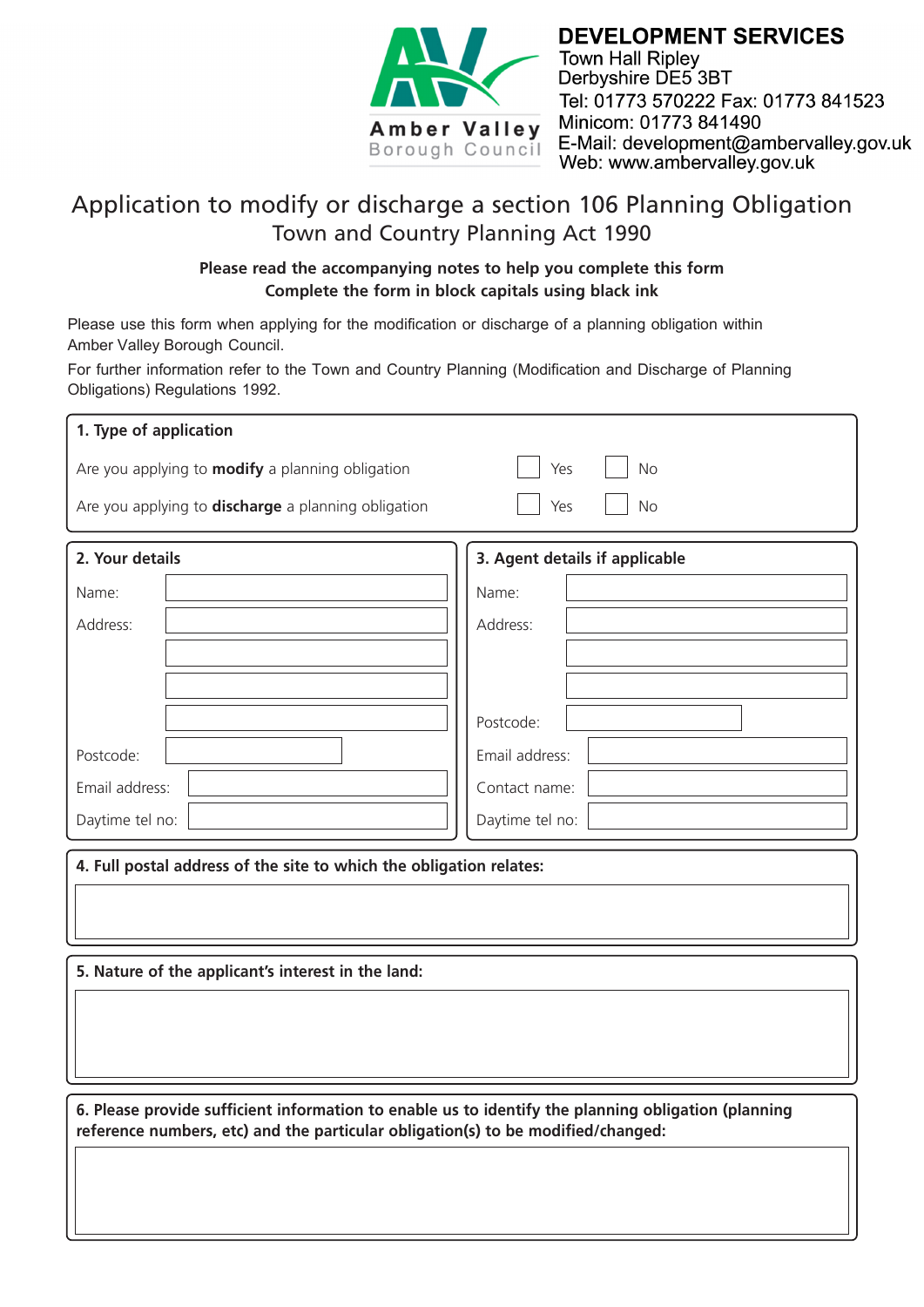Amber Valley Borough Council

**DEVELOPMENT SERVICES**
Town Hall Ripley
Derbyshire DE5 3BT
Tel: 01773 570222 Fax: 01773 841523
Minicom: 01773 841490
E-Mail: development@ambervalley.gov.uk
Web: www.ambervalley.gov.uk

# Application to modify or discharge a section 106 Planning Obligation

## Town and Country Planning Act 1990

**Please read the accompanying notes to help you complete this form**
**Complete the form in block capitals using black ink**

Please use this form when applying for the modification or discharge of a planning obligation within Amber Valley Borough Council.

For further information refer to the Town and Country Planning (Modification and Discharge of Planning Obligations) Regulations 1992.

### 1. Type of application

Are you applying to **modify** a planning obligation ☐ Yes ☐ No

Are you applying to **discharge** a planning obligation ☐ Yes ☐ No

### 2. Your details

Name:

Address:

Postcode:

Email address:

Daytime tel no:

### 3. Agent details if applicable

Name:

Address:

Postcode:

Email address:

Contact name:

Daytime tel no:

### 4. Full postal address of the site to which the obligation relates:

### 5. Nature of the applicant's interest in the land:

### 6. Please provide sufficient information to enable us to identify the planning obligation (planning reference numbers, etc) and the particular obligation(s) to be modified/changed: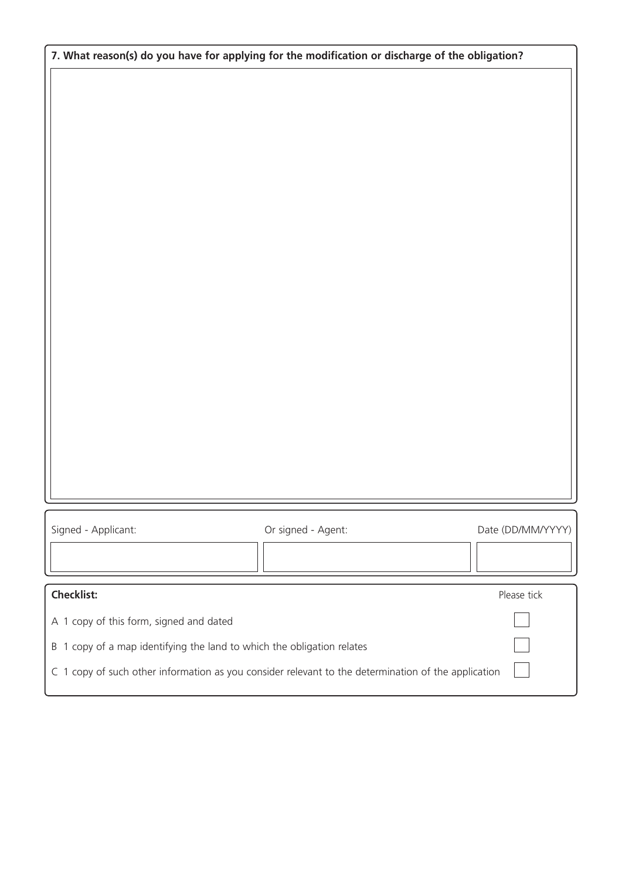**7. What reason(s) do you have for applying for the modification or discharge of the obligation?**

| Signed - Applicant: | Or signed - Agent: | Date (DD/MM/YYYY) |
| --- | --- | --- |
| | | |

| **Checklist:** | Please tick |
| --- | --- |
| A 1 copy of this form, signed and dated | ☐ |
| B 1 copy of a map identifying the land to which the obligation relates | ☐ |
| C 1 copy of such other information as you consider relevant to the determination of the application | ☐ |